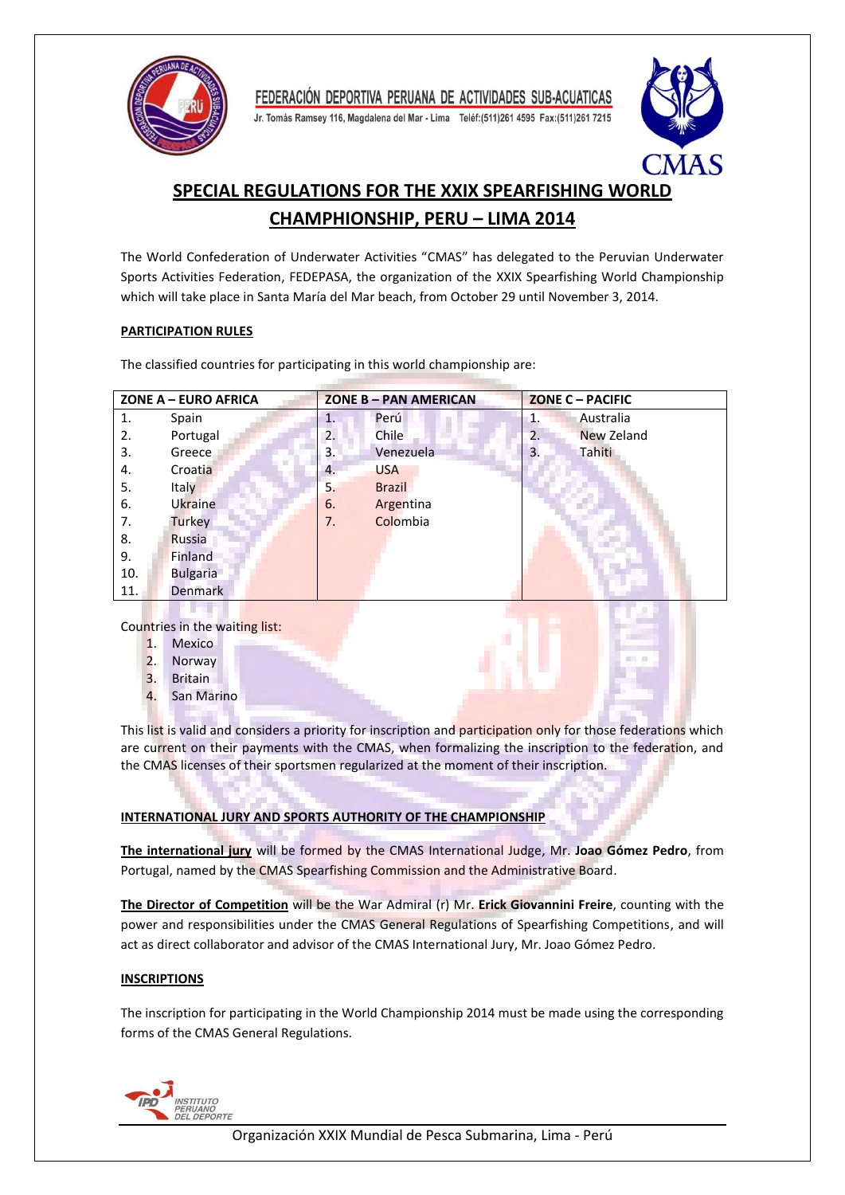FEDERACIÓN DEPORTIVA PERUANA DE ACTIVIDADES SUB-ACUATICAS
Jr. Tomás Ramsey 116, Magdalena del Mar - Lima Teléf:(511)261 4595 Fax:(511)261 7215

# SPECIAL REGULATIONS FOR THE XXIX SPEARFISHING WORLD CHAMPHIONSHIP, PERU – LIMA 2014

The World Confederation of Underwater Activities "CMAS" has delegated to the Peruvian Underwater Sports Activities Federation, FEDEPASA, the organization of the XXIX Spearfishing World Championship which will take place in Santa María del Mar beach, from October 29 until November 3, 2014.

## PARTICIPATION RULES

The classified countries for participating in this world championship are:

| ZONE A – EURO AFRICA | | ZONE B – PAN AMERICAN | | ZONE C – PACIFIC | |
|---|---|---|---|---|---|
| 1. | Spain | 1. | Perú | 1. | Australia |
| 2. | Portugal | 2. | Chile | 2. | New Zeland |
| 3. | Greece | 3. | Venezuela | 3. | Tahiti |
| 4. | Croatia | 4. | USA | | |
| 5. | Italy | 5. | Brazil | | |
| 6. | Ukraine | 6. | Argentina | | |
| 7. | Turkey | 7. | Colombia | | |
| 8. | Russia | | | | |
| 9. | Finland | | | | |
| 10. | Bulgaria | | | | |
| 11. | Denmark | | | | |

Countries in the waiting list:

1. Mexico
2. Norway
3. Britain
4. San Marino

This list is valid and considers a priority for inscription and participation only for those federations which are current on their payments with the CMAS, when formalizing the inscription to the federation, and the CMAS licenses of their sportsmen regularized at the moment of their inscription.

## INTERNATIONAL JURY AND SPORTS AUTHORITY OF THE CHAMPIONSHIP

**The international jury** will be formed by the CMAS International Judge, Mr. **Joao Gómez Pedro**, from Portugal, named by the CMAS Spearfishing Commission and the Administrative Board.

**The Director of Competition** will be the War Admiral (r) Mr. **Erick Giovannini Freire**, counting with the power and responsibilities under the CMAS General Regulations of Spearfishing Competitions, and will act as direct collaborator and advisor of the CMAS International Jury, Mr. Joao Gómez Pedro.

## INSCRIPTIONS

The inscription for participating in the World Championship 2014 must be made using the corresponding forms of the CMAS General Regulations.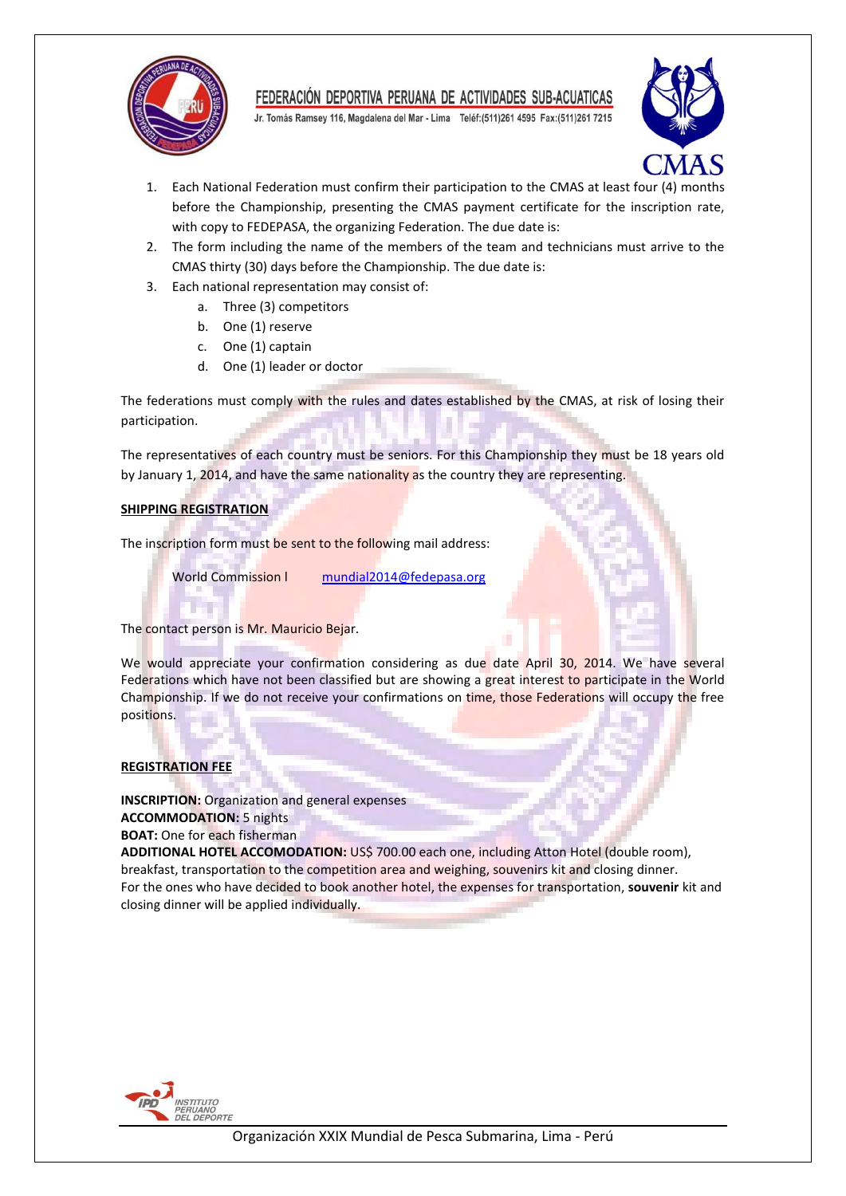1. Each National Federation must confirm their participation to the CMAS at least four (4) months before the Championship, presenting the CMAS payment certificate for the inscription rate, with copy to FEDEPASA, the organizing Federation. The due date is:
2. The form including the name of the members of the team and technicians must arrive to the CMAS thirty (30) days before the Championship. The due date is:
3. Each national representation may consist of:
   a. Three (3) competitors
   b. One (1) reserve
   c. One (1) captain
   d. One (1) leader or doctor

The federations must comply with the rules and dates established by the CMAS, at risk of losing their participation.

The representatives of each country must be seniors. For this Championship they must be 18 years old by January 1, 2014, and have the same nationality as the country they are representing.

**SHIPPING REGISTRATION**

The inscription form must be sent to the following mail address:

World Commission l mundial2014@fedepasa.org

The contact person is Mr. Mauricio Bejar.

We would appreciate your confirmation considering as due date April 30, 2014. We have several Federations which have not been classified but are showing a great interest to participate in the World Championship. If we do not receive your confirmations on time, those Federations will occupy the free positions.

**REGISTRATION FEE**

**INSCRIPTION:** Organization and general expenses
**ACCOMMODATION:** 5 nights
**BOAT:** One for each fisherman
**ADDITIONAL HOTEL ACCOMODATION:** US$ 700.00 each one, including Atton Hotel (double room), breakfast, transportation to the competition area and weighing, souvenirs kit and closing dinner.
For the ones who have decided to book another hotel, the expenses for transportation, **souvenir** kit and closing dinner will be applied individually.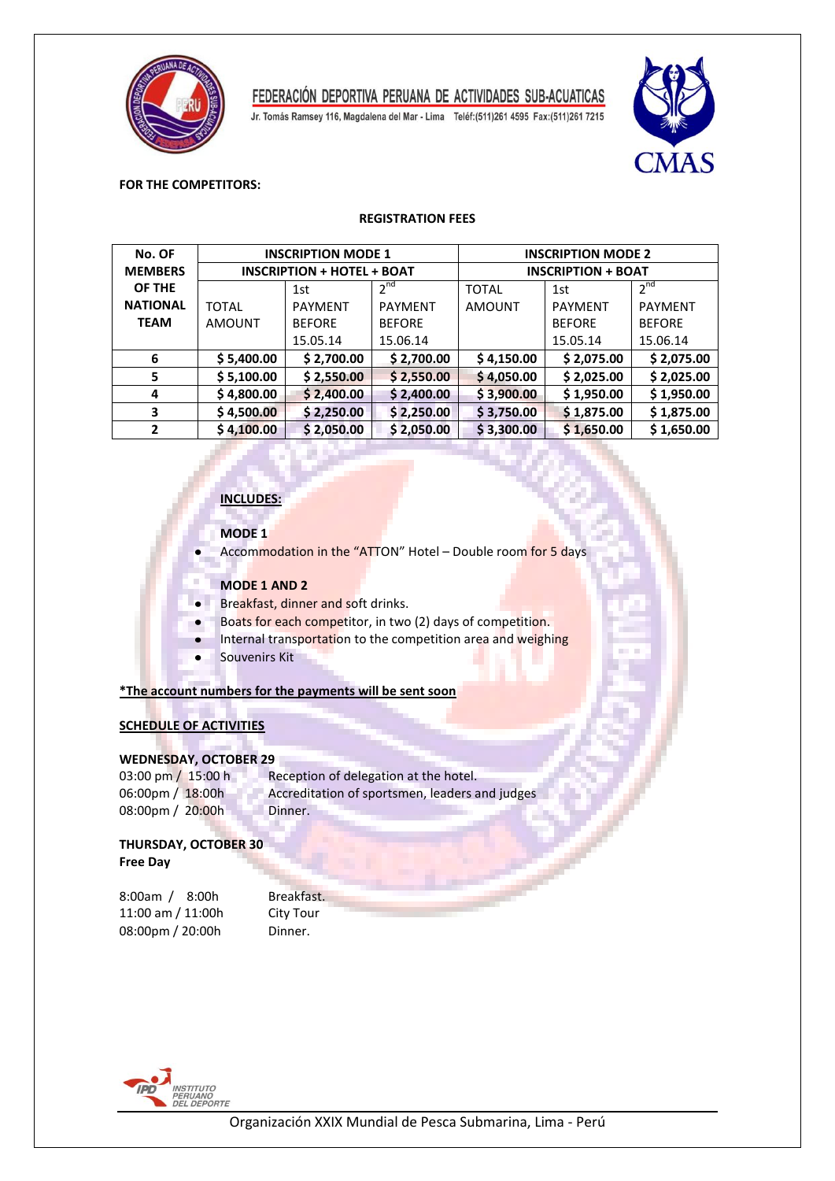FEDERACIÓN DEPORTIVA PERUANA DE ACTIVIDADES SUB-ACUATICAS

Jr. Tomás Ramsey 116, Magdalena del Mar - Lima Teléf:(511)261 4595 Fax:(511)261 7215

**FOR THE COMPETITORS:**

**REGISTRATION FEES**

| No. OF MEMBERS OF THE NATIONAL TEAM | INSCRIPTION MODE 1 INSCRIPTION + HOTEL + BOAT | | | INSCRIPTION MODE 2 INSCRIPTION + BOAT | | |
|---|---|---|---|---|---|---|
| | TOTAL AMOUNT | 1st PAYMENT BEFORE 15.05.14 | 2nd PAYMENT BEFORE 15.06.14 | TOTAL AMOUNT | 1st PAYMENT BEFORE 15.05.14 | 2nd PAYMENT BEFORE 15.06.14 |
| **6** | **$ 5,400.00** | **$ 2,700.00** | **$ 2,700.00** | **$ 4,150.00** | **$ 2,075.00** | **$ 2,075.00** |
| **5** | **$ 5,100.00** | **$ 2,550.00** | **$ 2,550.00** | **$ 4,050.00** | **$ 2,025.00** | **$ 2,025.00** |
| **4** | **$ 4,800.00** | **$ 2,400.00** | **$ 2,400.00** | **$ 3,900.00** | **$ 1,950.00** | **$ 1,950.00** |
| **3** | **$ 4,500.00** | **$ 2,250.00** | **$ 2,250.00** | **$ 3,750.00** | **$ 1,875.00** | **$ 1,875.00** |
| **2** | **$ 4,100.00** | **$ 2,050.00** | **$ 2,050.00** | **$ 3,300.00** | **$ 1,650.00** | **$ 1,650.00** |

**INCLUDES:**

**MODE 1**

- Accommodation in the "ATTON" Hotel – Double room for 5 days

**MODE 1 AND 2**

- Breakfast, dinner and soft drinks.
- Boats for each competitor, in two (2) days of competition.
- Internal transportation to the competition area and weighing
- Souvenirs Kit

**\*The account numbers for the payments will be sent soon**

**SCHEDULE OF ACTIVITIES**

**WEDNESDAY, OCTOBER 29**

03:00 pm / 15:00 h — Reception of delegation at the hotel.
06:00pm / 18:00h — Accreditation of sportsmen, leaders and judges
08:00pm / 20:00h — Dinner.

**THURSDAY, OCTOBER 30**
**Free Day**

8:00am / 8:00h — Breakfast.
11:00 am / 11:00h — City Tour
08:00pm / 20:00h — Dinner.

Organización XXIX Mundial de Pesca Submarina, Lima - Perú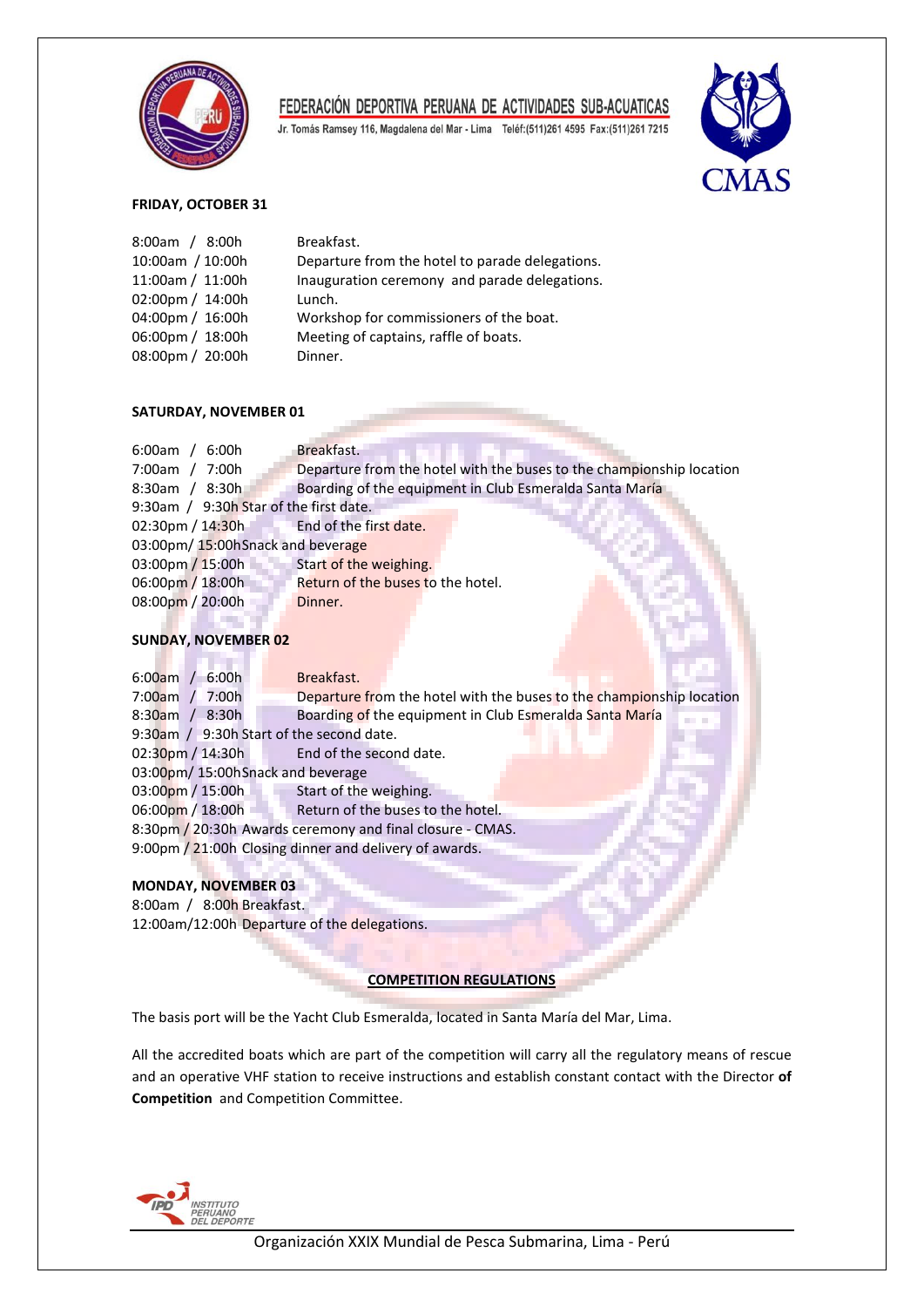**FRIDAY, OCTOBER 31**

| | |
|---|---|
| 8:00am / 8:00h | Breakfast. |
| 10:00am / 10:00h | Departure from the hotel to parade delegations. |
| 11:00am / 11:00h | Inauguration ceremony and parade delegations. |
| 02:00pm / 14:00h | Lunch. |
| 04:00pm / 16:00h | Workshop for commissioners of the boat. |
| 06:00pm / 18:00h | Meeting of captains, raffle of boats. |
| 08:00pm / 20:00h | Dinner. |

**SATURDAY, NOVEMBER 01**

| | |
|---|---|
| 6:00am / 6:00h | Breakfast. |
| 7:00am / 7:00h | Departure from the hotel with the buses to the championship location |
| 8:30am / 8:30h | Boarding of the equipment in Club Esmeralda Santa María |
| 9:30am / 9:30h | Star of the first date. |
| 02:30pm / 14:30h | End of the first date. |
| 03:00pm/ 15:00h | Snack and beverage |
| 03:00pm / 15:00h | Start of the weighing. |
| 06:00pm / 18:00h | Return of the buses to the hotel. |
| 08:00pm / 20:00h | Dinner. |

**SUNDAY, NOVEMBER 02**

| | |
|---|---|
| 6:00am / 6:00h | Breakfast. |
| 7:00am / 7:00h | Departure from the hotel with the buses to the championship location |
| 8:30am / 8:30h | Boarding of the equipment in Club Esmeralda Santa María |
| 9:30am / 9:30h | Start of the second date. |
| 02:30pm / 14:30h | End of the second date. |
| 03:00pm/ 15:00h | Snack and beverage |
| 03:00pm / 15:00h | Start of the weighing. |
| 06:00pm / 18:00h | Return of the buses to the hotel. |
| 8:30pm / 20:30h | Awards ceremony and final closure - CMAS. |
| 9:00pm / 21:00h | Closing dinner and delivery of awards. |

**MONDAY, NOVEMBER 03**

| | |
|---|---|
| 8:00am / 8:00h | Breakfast. |
| 12:00am/12:00h | Departure of the delegations. |

## COMPETITION REGULATIONS

The basis port will be the Yacht Club Esmeralda, located in Santa María del Mar, Lima.

All the accredited boats which are part of the competition will carry all the regulatory means of rescue and an operative VHF station to receive instructions and establish constant contact with the Director **of Competition** and Competition Committee.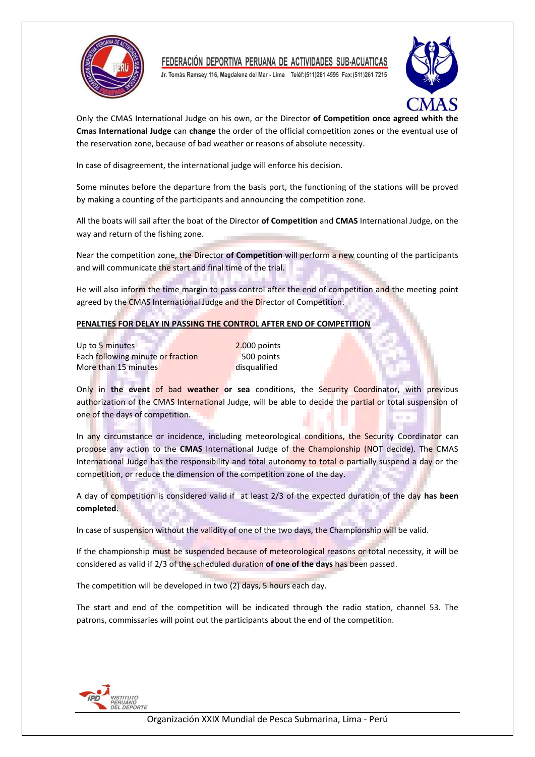Only the CMAS International Judge on his own, or the Director **of Competition once agreed whith the Cmas International Judge** can **change** the order of the official competition zones or the eventual use of the reservation zone, because of bad weather or reasons of absolute necessity.

In case of disagreement, the international judge will enforce his decision.

Some minutes before the departure from the basis port, the functioning of the stations will be proved by making a counting of the participants and announcing the competition zone.

All the boats will sail after the boat of the Director **of Competition** and **CMAS** International Judge, on the way and return of the fishing zone.

Near the competition zone, the Director **of Competition** will perform a new counting of the participants and will communicate the start and final time of the trial.

He will also inform the time margin to pass control after the end of competition and the meeting point agreed by the CMAS International Judge and the Director of Competition.

**PENALTIES FOR DELAY IN PASSING THE CONTROL AFTER END OF COMPETITION**

| | |
|---|---|
| Up to 5 minutes | 2.000 points |
| Each following minute or fraction | 500 points |
| More than 15 minutes | disqualified |

Only in **the event** of bad **weather or sea** conditions, the Security Coordinator, with previous authorization of the CMAS International Judge, will be able to decide the partial or total suspension of one of the days of competition.

In any circumstance or incidence, including meteorological conditions, the Security Coordinator can propose any action to the **CMAS** International Judge of the Championship (NOT decide). The CMAS International Judge has the responsibility and total autonomy to total o partially suspend a day or the competition, or reduce the dimension of the competition zone of the day.

A day of competition is considered valid if at least 2/3 of the expected duration of the day **has been completed**.

In case of suspension without the validity of one of the two days, the Championship will be valid.

If the championship must be suspended because of meteorological reasons or total necessity, it will be considered as valid if 2/3 of the scheduled duration **of one of the days** has been passed.

The competition will be developed in two (2) days, 5 hours each day.

The start and end of the competition will be indicated through the radio station, channel 53. The patrons, commissaries will point out the participants about the end of the competition.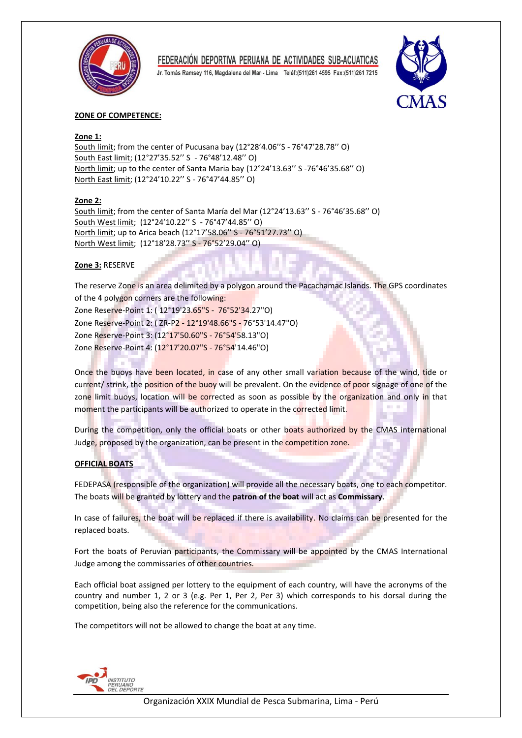**ZONE OF COMPETENCE:**

**Zone 1:**
South limit; from the center of Pucusana bay (12°28'4.06''S - 76°47'28.78'' O)
South East limit; (12°27'35.52'' S - 76°48'12.48'' O)
North limit; up to the center of Santa Maria bay (12°24'13.63'' S -76°46'35.68'' O)
North East limit; (12°24'10.22'' S - 76°47'44.85'' O)

**Zone 2:**
South limit; from the center of Santa María del Mar (12°24'13.63'' S - 76°46'35.68'' O)
South West limit; (12°24'10.22'' S - 76°47'44.85'' O)
North limit; up to Arica beach (12°17'58.06'' S - 76°51'27.73'' O)
North West limit; (12°18'28.73'' S - 76°52'29.04'' O)

**Zone 3:** RESERVE

The reserve Zone is an area delimited by a polygon around the Pacachamac Islands. The GPS coordinates of the 4 polygon corners are the following:
Zone Reserve-Point 1: ( 12°19'23.65"S - 76°52'34.27"O)
Zone Reserve-Point 2: ( ZR-P2 - 12°19'48.66"S - 76°53'14.47"O)
Zone Reserve-Point 3: (12°17'50.60"S - 76°54'58.13"O)
Zone Reserve-Point 4: (12°17'20.07"S - 76°54'14.46"O)

Once the buoys have been located, in case of any other small variation because of the wind, tide or current/ strink, the position of the buoy will be prevalent. On the evidence of poor signage of one of the zone limit buoys, location will be corrected as soon as possible by the organization and only in that moment the participants will be authorized to operate in the corrected limit.

During the competition, only the official boats or other boats authorized by the CMAS international Judge, proposed by the organization, can be present in the competition zone.

**OFFICIAL BOATS**

FEDEPASA (responsible of the organization) will provide all the necessary boats, one to each competitor. The boats will be granted by lottery and the **patron of the boat** will act as **Commissary**.

In case of failures, the boat will be replaced if there is availability. No claims can be presented for the replaced boats.

Fort the boats of Peruvian participants, the Commissary will be appointed by the CMAS International Judge among the commissaries of other countries.

Each official boat assigned per lottery to the equipment of each country, will have the acronyms of the country and number 1, 2 or 3 (e.g. Per 1, Per 2, Per 3) which corresponds to his dorsal during the competition, being also the reference for the communications.

The competitors will not be allowed to change the boat at any time.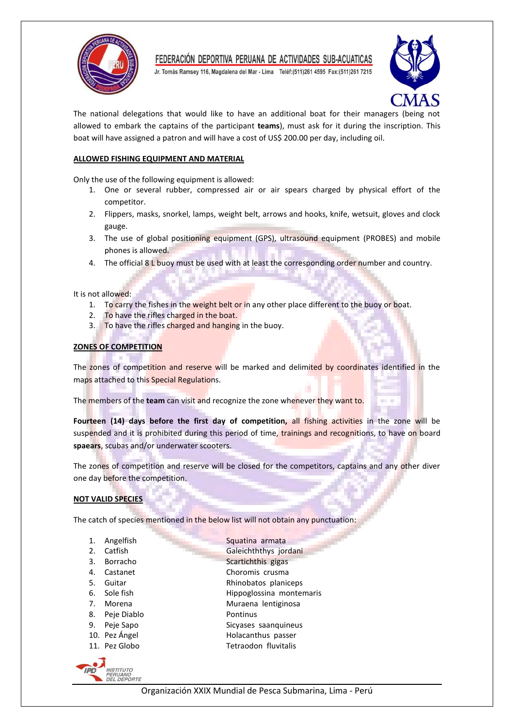The national delegations that would like to have an additional boat for their managers (being not allowed to embark the captains of the participant **teams**), must ask for it during the inscription. This boat will have assigned a patron and will have a cost of US$ 200.00 per day, including oil.

## ALLOWED FISHING EQUIPMENT AND MATERIAL

Only the use of the following equipment is allowed:

1. One or several rubber, compressed air or air spears charged by physical effort of the competitor.
2. Flippers, masks, snorkel, lamps, weight belt, arrows and hooks, knife, wetsuit, gloves and clock gauge.
3. The use of global positioning equipment (GPS), ultrasound equipment (PROBES) and mobile phones is allowed.
4. The official 8 L buoy must be used with at least the corresponding order number and country.

It is not allowed:

1. To carry the fishes in the weight belt or in any other place different to the buoy or boat.
2. To have the rifles charged in the boat.
3. To have the rifles charged and hanging in the buoy.

## ZONES OF COMPETITION

The zones of competition and reserve will be marked and delimited by coordinates identified in the maps attached to this Special Regulations.

The members of the **team** can visit and recognize the zone whenever they want to.

**Fourteen (14) days before the first day of competition,** all fishing activities in the zone will be suspended and it is prohibited during this period of time, trainings and recognitions, to have on board **spaears**, scubas and/or underwater scooters.

The zones of competition and reserve will be closed for the competitors, captains and any other diver one day before the competition.

## NOT VALID SPECIES

The catch of species mentioned in the below list will not obtain any punctuation:

1. Angelfish — Squatina armata
2. Catfish — Galeichththys jordani
3. Borracho — Scartichthis gigas
4. Castanet — Choromis crusma
5. Guitar — Rhinobatos planiceps
6. Sole fish — Hippoglossina montemaris
7. Morena — Muraena lentiginosa
8. Peje Diablo — Pontinus
9. Peje Sapo — Sicyases saanquineus
10. Pez Ángel — Holacanthus passer
11. Pez Globo — Tetraodon fluvitalis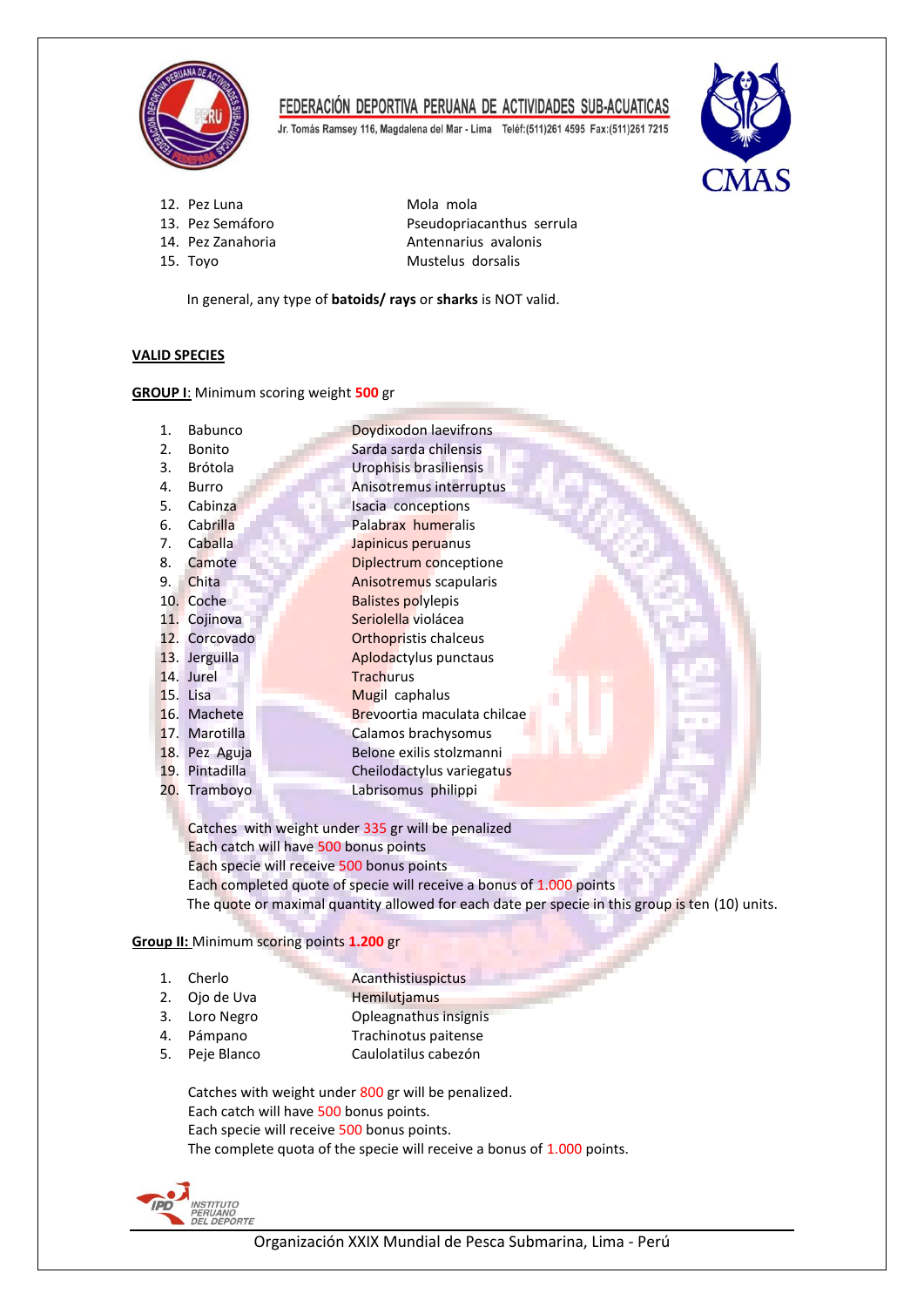12. Pez Luna — Mola mola
13. Pez Semáforo — Pseudopriacanthus serrula
14. Pez Zanahoria — Antennarius avalonis
15. Toyo — Mustelus dorsalis

In general, any type of **batoids/ rays** or **sharks** is NOT valid.

**VALID SPECIES**

**GROUP I**: Minimum scoring weight 500 gr

1. Babunco — Doydixodon laevifrons
2. Bonito — Sarda sarda chilensis
3. Brótola — Urophisis brasiliensis
4. Burro — Anisotremus interruptus
5. Cabinza — Isacia conceptions
6. Cabrilla — Palabrax humeralis
7. Caballa — Japinicus peruanus
8. Camote — Diplectrum conceptione
9. Chita — Anisotremus scapularis
10. Coche — Balistes polylepis
11. Cojinova — Seriolella violácea
12. Corcovado — Orthopristis chalceus
13. Jerguilla — Aplodactylus punctaus
14. Jurel — Trachurus
15. Lisa — Mugil caphalus
16. Machete — Brevoortia maculata chilcae
17. Marotilla — Calamos brachysomus
18. Pez Aguja — Belone exilis stolzmanni
19. Pintadilla — Cheilodactylus variegatus
20. Tramboyo — Labrisomus philippi

Catches with weight under 335 gr will be penalized
Each catch will have 500 bonus points
Each specie will receive 500 bonus points
Each completed quote of specie will receive a bonus of 1.000 points
The quote or maximal quantity allowed for each date per specie in this group is ten (10) units.

**Group II:** Minimum scoring points 1.200 gr

1. Cherlo — Acanthistiuspictus
2. Ojo de Uva — Hemilutjamus
3. Loro Negro — Opleagnathus insignis
4. Pámpano — Trachinotus paitense
5. Peje Blanco — Caulolatilus cabezón

Catches with weight under 800 gr will be penalized.
Each catch will have 500 bonus points.
Each specie will receive 500 bonus points.
The complete quota of the specie will receive a bonus of 1.000 points.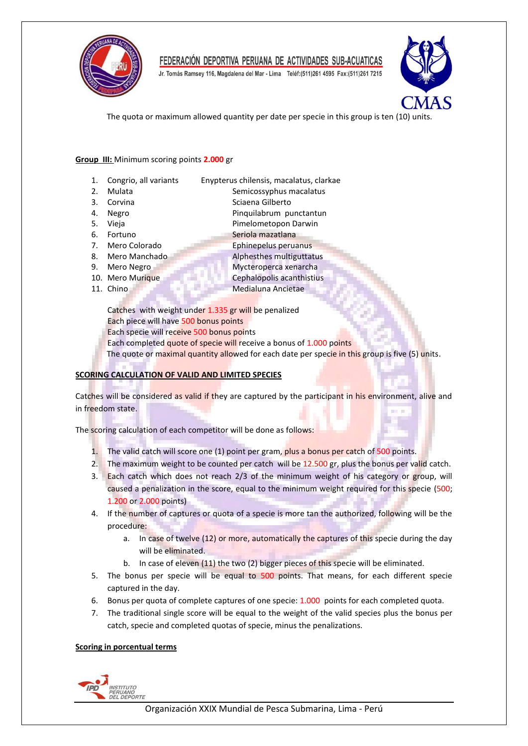The quota or maximum allowed quantity per date per specie in this group is ten (10) units.

**Group III:** Minimum scoring points **2.000** gr

1. Congrio, all variants — Enypterus chilensis, macalatus, clarkae
2. Mulata — Semicossyphus macalatus
3. Corvina — Sciaena Gilberto
4. Negro — Pinquilabrum punctantun
5. Vieja — Pimelometopon Darwin
6. Fortuno — Seriola mazatlana
7. Mero Colorado — Ephinepelus peruanus
8. Mero Manchado — Alphesthes multiguttatus
9. Mero Negro — Mycteroperca xenarcha
10. Mero Murique — Cephalopolis acanthistius
11. Chino — Medialuna Ancietae

Catches with weight under 1.335 gr will be penalized
Each piece will have 500 bonus points
Each specie will receive 500 bonus points
Each completed quote of specie will receive a bonus of 1.000 points
The quote or maximal quantity allowed for each date per specie in this group is five (5) units.

**SCORING CALCULATION OF VALID AND LIMITED SPECIES**

Catches will be considered as valid if they are captured by the participant in his environment, alive and in freedom state.

The scoring calculation of each competitor will be done as follows:

1. The valid catch will score one (1) point per gram, plus a bonus per catch of 500 points.
2. The maximum weight to be counted per catch will be 12.500 gr, plus the bonus per valid catch.
3. Each catch which does not reach 2/3 of the minimum weight of his category or group, will caused a penalization in the score, equal to the minimum weight required for this specie (500; 1.200 or 2.000 points)
4. If the number of captures or quota of a specie is more tan the authorized, following will be the procedure:
   a. In case of twelve (12) or more, automatically the captures of this specie during the day will be eliminated.
   b. In case of eleven (11) the two (2) bigger pieces of this specie will be eliminated.
5. The bonus per specie will be equal to 500 points. That means, for each different specie captured in the day.
6. Bonus per quota of complete captures of one specie: 1.000 points for each completed quota.
7. The traditional single score will be equal to the weight of the valid species plus the bonus per catch, specie and completed quotas of specie, minus the penalizations.

**Scoring in porcentual terms**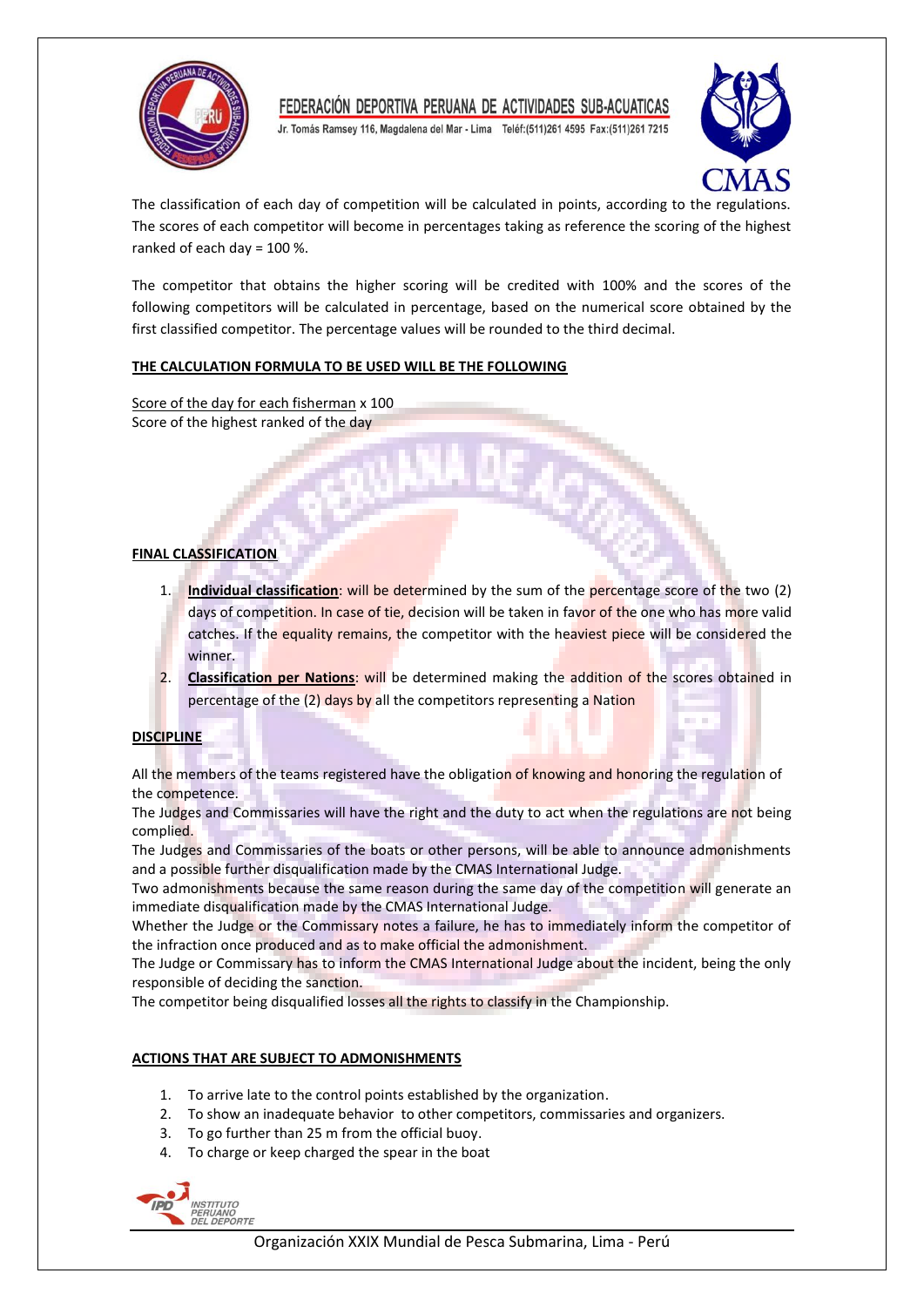The classification of each day of competition will be calculated in points, according to the regulations. The scores of each competitor will become in percentages taking as reference the scoring of the highest ranked of each day = 100 %.

The competitor that obtains the higher scoring will be credited with 100% and the scores of the following competitors will be calculated in percentage, based on the numerical score obtained by the first classified competitor. The percentage values will be rounded to the third decimal.

**THE CALCULATION FORMULA TO BE USED WILL BE THE FOLLOWING**

$$\frac{\text{Score of the day for each fisherman}}{\text{Score of the highest ranked of the day}} \times 100$$

**FINAL CLASSIFICATION**

1. **Individual classification**: will be determined by the sum of the percentage score of the two (2) days of competition. In case of tie, decision will be taken in favor of the one who has more valid catches. If the equality remains, the competitor with the heaviest piece will be considered the winner.
2. **Classification per Nations**: will be determined making the addition of the scores obtained in percentage of the (2) days by all the competitors representing a Nation

**DISCIPLINE**

All the members of the teams registered have the obligation of knowing and honoring the regulation of the competence.
The Judges and Commissaries will have the right and the duty to act when the regulations are not being complied.
The Judges and Commissaries of the boats or other persons, will be able to announce admonishments and a possible further disqualification made by the CMAS International Judge.
Two admonishments because the same reason during the same day of the competition will generate an immediate disqualification made by the CMAS International Judge.
Whether the Judge or the Commissary notes a failure, he has to immediately inform the competitor of the infraction once produced and as to make official the admonishment.
The Judge or Commissary has to inform the CMAS International Judge about the incident, being the only responsible of deciding the sanction.
The competitor being disqualified losses all the rights to classify in the Championship.

**ACTIONS THAT ARE SUBJECT TO ADMONISHMENTS**

1. To arrive late to the control points established by the organization.
2. To show an inadequate behavior to other competitors, commissaries and organizers.
3. To go further than 25 m from the official buoy.
4. To charge or keep charged the spear in the boat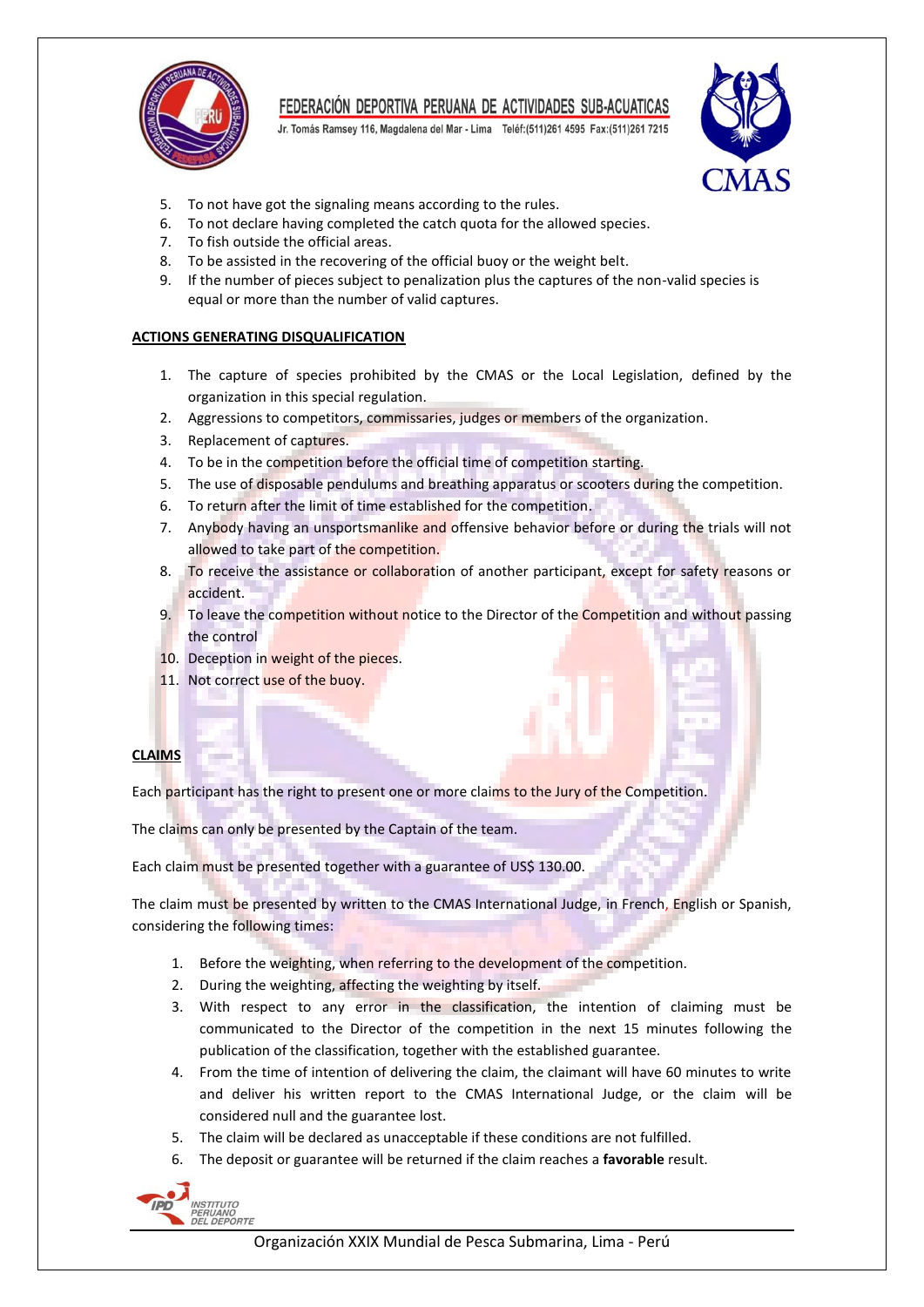5. To not have got the signaling means according to the rules.
6. To not declare having completed the catch quota for the allowed species.
7. To fish outside the official areas.
8. To be assisted in the recovering of the official buoy or the weight belt.
9. If the number of pieces subject to penalization plus the captures of the non-valid species is equal or more than the number of valid captures.

**ACTIONS GENERATING DISQUALIFICATION**

1. The capture of species prohibited by the CMAS or the Local Legislation, defined by the organization in this special regulation.
2. Aggressions to competitors, commissaries, judges or members of the organization.
3. Replacement of captures.
4. To be in the competition before the official time of competition starting.
5. The use of disposable pendulums and breathing apparatus or scooters during the competition.
6. To return after the limit of time established for the competition.
7. Anybody having an unsportsmanlike and offensive behavior before or during the trials will not allowed to take part of the competition.
8. To receive the assistance or collaboration of another participant, except for safety reasons or accident.
9. To leave the competition without notice to the Director of the Competition and without passing the control
10. Deception in weight of the pieces.
11. Not correct use of the buoy.

**CLAIMS**

Each participant has the right to present one or more claims to the Jury of the Competition.

The claims can only be presented by the Captain of the team.

Each claim must be presented together with a guarantee of US$ 130.00.

The claim must be presented by written to the CMAS International Judge, in French, English or Spanish, considering the following times:

1. Before the weighting, when referring to the development of the competition.
2. During the weighting, affecting the weighting by itself.
3. With respect to any error in the classification, the intention of claiming must be communicated to the Director of the competition in the next 15 minutes following the publication of the classification, together with the established guarantee.
4. From the time of intention of delivering the claim, the claimant will have 60 minutes to write and deliver his written report to the CMAS International Judge, or the claim will be considered null and the guarantee lost.
5. The claim will be declared as unacceptable if these conditions are not fulfilled.
6. The deposit or guarantee will be returned if the claim reaches a **favorable** result.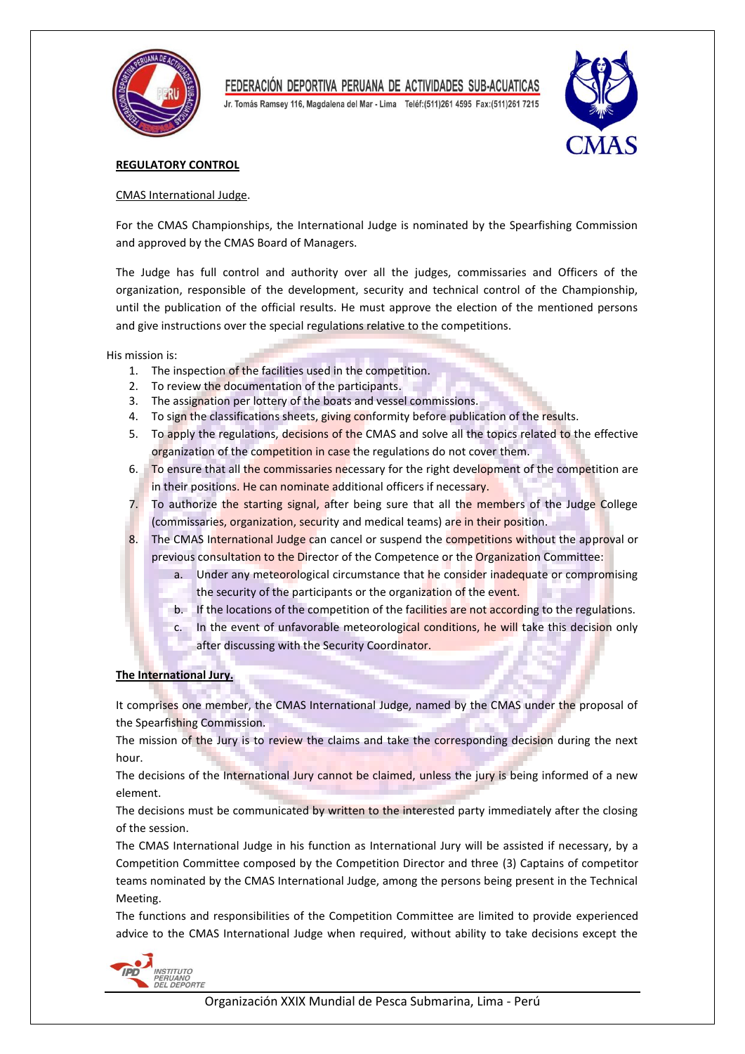**REGULATORY CONTROL**

CMAS International Judge.

For the CMAS Championships, the International Judge is nominated by the Spearfishing Commission and approved by the CMAS Board of Managers.

The Judge has full control and authority over all the judges, commissaries and Officers of the organization, responsible of the development, security and technical control of the Championship, until the publication of the official results. He must approve the election of the mentioned persons and give instructions over the special regulations relative to the competitions.

His mission is:

1. The inspection of the facilities used in the competition.
2. To review the documentation of the participants.
3. The assignation per lottery of the boats and vessel commissions.
4. To sign the classifications sheets, giving conformity before publication of the results.
5. To apply the regulations, decisions of the CMAS and solve all the topics related to the effective organization of the competition in case the regulations do not cover them.
6. To ensure that all the commissaries necessary for the right development of the competition are in their positions. He can nominate additional officers if necessary.
7. To authorize the starting signal, after being sure that all the members of the Judge College (commissaries, organization, security and medical teams) are in their position.
8. The CMAS International Judge can cancel or suspend the competitions without the approval or previous consultation to the Director of the Competence or the Organization Committee:
   a. Under any meteorological circumstance that he consider inadequate or compromising the security of the participants or the organization of the event.
   b. If the locations of the competition of the facilities are not according to the regulations.
   c. In the event of unfavorable meteorological conditions, he will take this decision only after discussing with the Security Coordinator.

**The International Jury.**

It comprises one member, the CMAS International Judge, named by the CMAS under the proposal of the Spearfishing Commission.

The mission of the Jury is to review the claims and take the corresponding decision during the next hour.

The decisions of the International Jury cannot be claimed, unless the jury is being informed of a new element.

The decisions must be communicated by written to the interested party immediately after the closing of the session.

The CMAS International Judge in his function as International Jury will be assisted if necessary, by a Competition Committee composed by the Competition Director and three (3) Captains of competitor teams nominated by the CMAS International Judge, among the persons being present in the Technical Meeting.

The functions and responsibilities of the Competition Committee are limited to provide experienced advice to the CMAS International Judge when required, without ability to take decisions except the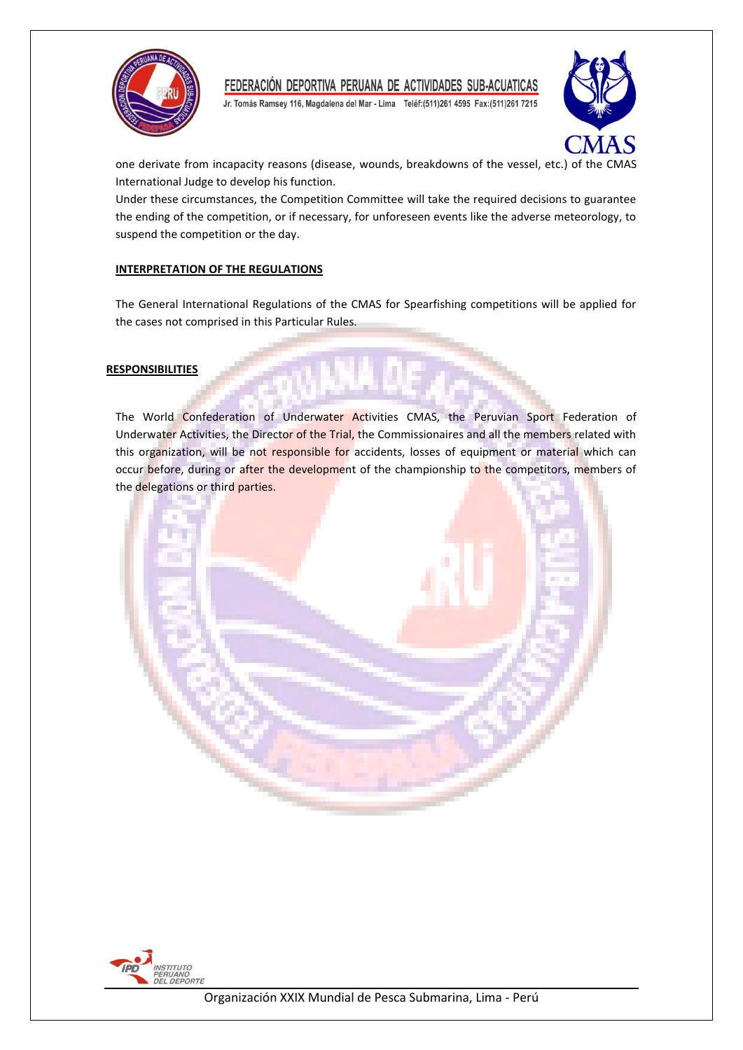one derivate from incapacity reasons (disease, wounds, breakdowns of the vessel, etc.) of the CMAS International Judge to develop his function.

Under these circumstances, the Competition Committee will take the required decisions to guarantee the ending of the competition, or if necessary, for unforeseen events like the adverse meteorology, to suspend the competition or the day.

**INTERPRETATION OF THE REGULATIONS**

The General International Regulations of the CMAS for Spearfishing competitions will be applied for the cases not comprised in this Particular Rules.

**RESPONSIBILITIES**

The World Confederation of Underwater Activities CMAS, the Peruvian Sport Federation of Underwater Activities, the Director of the Trial, the Commissionaires and all the members related with this organization, will be not responsible for accidents, losses of equipment or material which can occur before, during or after the development of the championship to the competitors, members of the delegations or third parties.